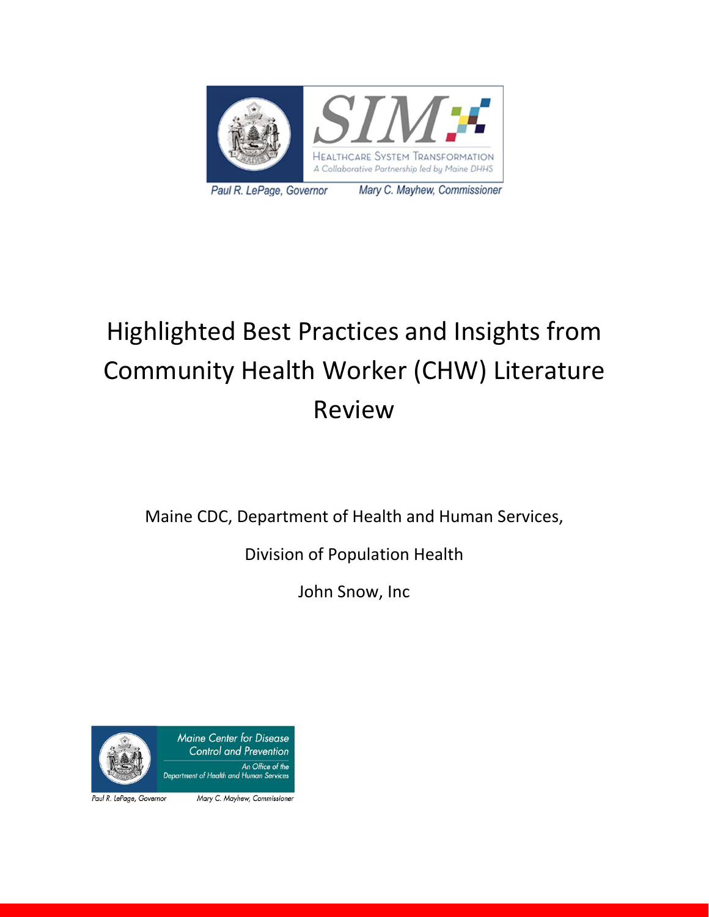SIM

HEALTHCARE SYSTEM TRANSFORMATION

A Collaborative Partnership led by Maine DHHS

Paul R. LePage, Governor Mary C. Mayhew, Commissioner

# Highlighted Best Practices and Insights from Community Health Worker (CHW) Literature Review

Maine CDC, Department of Health and Human Services,

Division of Population Health

John Snow, Inc

Maine Center for Disease Control and Prevention

An Office of the Department of Health and Human Services

Paul R. LePage, Governor Mary C. Mayhew, Commissioner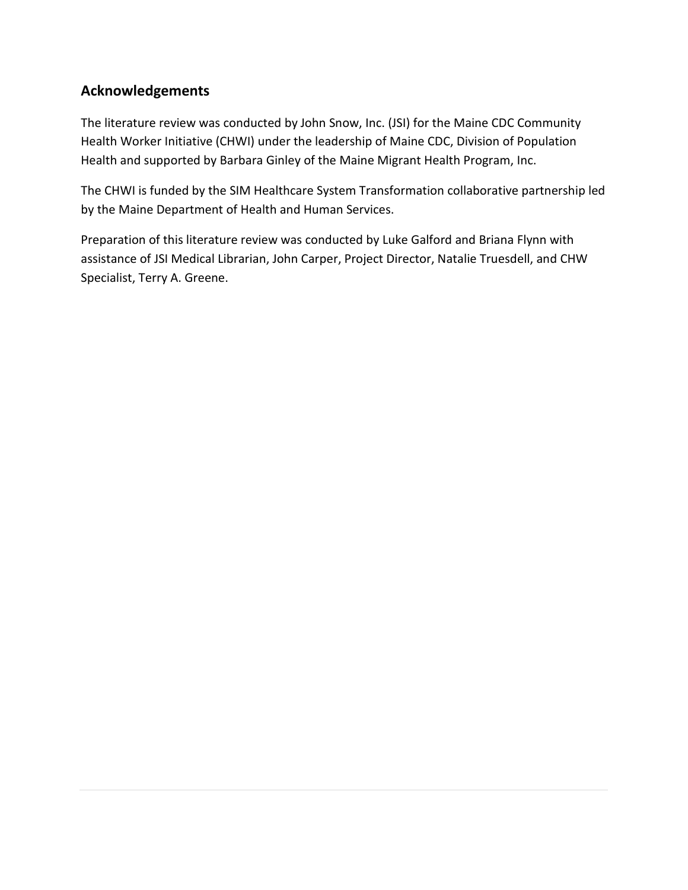## Acknowledgements

The literature review was conducted by John Snow, Inc. (JSI) for the Maine CDC Community Health Worker Initiative (CHWI) under the leadership of Maine CDC, Division of Population Health and supported by Barbara Ginley of the Maine Migrant Health Program, Inc.

The CHWI is funded by the SIM Healthcare System Transformation collaborative partnership led by the Maine Department of Health and Human Services.

Preparation of this literature review was conducted by Luke Galford and Briana Flynn with assistance of JSI Medical Librarian, John Carper, Project Director, Natalie Truesdell, and CHW Specialist, Terry A. Greene.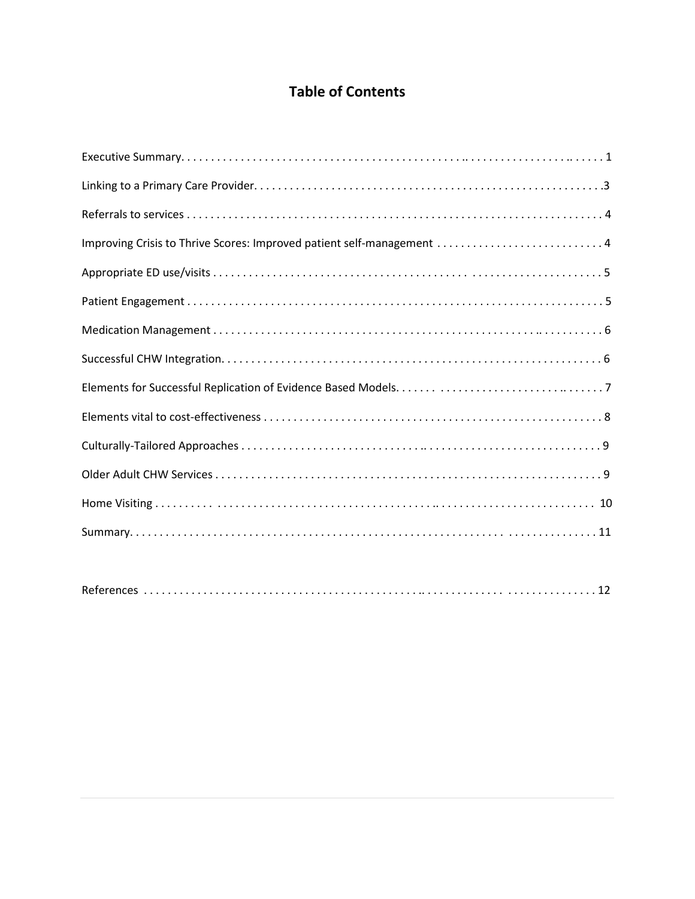# Table of Contents

Executive Summary. . . . . . . . . . . . . . . . . . . . . . . . . . . . . . . . . . . . . . . . . . . . . . . . . . . . . . . . . . . . . . . . 1

Linking to a Primary Care Provider. . . . . . . . . . . . . . . . . . . . . . . . . . . . . . . . . . . . . . . . . . . . . . . . . . . . . . 3

Referrals to services . . . . . . . . . . . . . . . . . . . . . . . . . . . . . . . . . . . . . . . . . . . . . . . . . . . . . . . . . . . . . . . . . 4

Improving Crisis to Thrive Scores: Improved patient self-management . . . . . . . . . . . . . . . . . . . . . . . . . . . . 4

Appropriate ED use/visits . . . . . . . . . . . . . . . . . . . . . . . . . . . . . . . . . . . . . . . . . . . . . . . . . . . . . . . . . . . . . 5

Patient Engagement . . . . . . . . . . . . . . . . . . . . . . . . . . . . . . . . . . . . . . . . . . . . . . . . . . . . . . . . . . . . . . . . . 5

Medication Management . . . . . . . . . . . . . . . . . . . . . . . . . . . . . . . . . . . . . . . . . . . . . . . . . . . . . . . . . . . . . 6

Successful CHW Integration. . . . . . . . . . . . . . . . . . . . . . . . . . . . . . . . . . . . . . . . . . . . . . . . . . . . . . . . . . . . 6

Elements for Successful Replication of Evidence Based Models. . . . . . . . . . . . . . . . . . . . . . . . . . . . . . . . . . 7

Elements vital to cost-effectiveness . . . . . . . . . . . . . . . . . . . . . . . . . . . . . . . . . . . . . . . . . . . . . . . . . . . . . . 8

Culturally-Tailored Approaches . . . . . . . . . . . . . . . . . . . . . . . . . . . . . . . . . . . . . . . . . . . . . . . . . . . . . . . . . 9

Older Adult CHW Services . . . . . . . . . . . . . . . . . . . . . . . . . . . . . . . . . . . . . . . . . . . . . . . . . . . . . . . . . . . . 9

Home Visiting . . . . . . . . . . . . . . . . . . . . . . . . . . . . . . . . . . . . . . . . . . . . . . . . . . . . . . . . . . . . . . . . . . . . . 10

Summary. . . . . . . . . . . . . . . . . . . . . . . . . . . . . . . . . . . . . . . . . . . . . . . . . . . . . . . . . . . . . . . . . . . . . . . . 11

References . . . . . . . . . . . . . . . . . . . . . . . . . . . . . . . . . . . . . . . . . . . . . . . . . . . . . . . . . . . . . . . . . . . . . . 12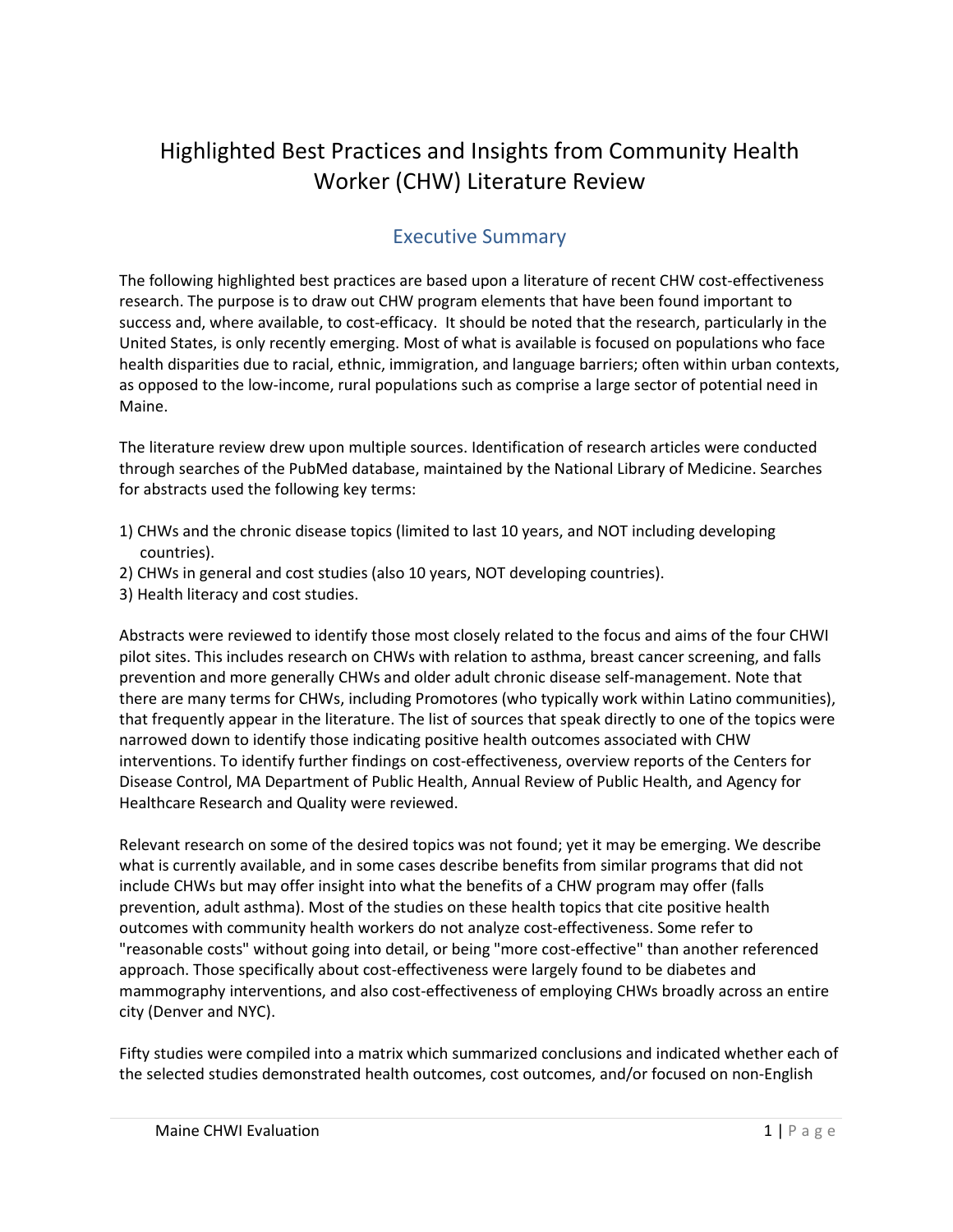# Highlighted Best Practices and Insights from Community Health Worker (CHW) Literature Review

## Executive Summary

The following highlighted best practices are based upon a literature of recent CHW cost-effectiveness research. The purpose is to draw out CHW program elements that have been found important to success and, where available, to cost-efficacy. It should be noted that the research, particularly in the United States, is only recently emerging. Most of what is available is focused on populations who face health disparities due to racial, ethnic, immigration, and language barriers; often within urban contexts, as opposed to the low-income, rural populations such as comprise a large sector of potential need in Maine.

The literature review drew upon multiple sources. Identification of research articles were conducted through searches of the PubMed database, maintained by the National Library of Medicine. Searches for abstracts used the following key terms:

1) CHWs and the chronic disease topics (limited to last 10 years, and NOT including developing countries).
2) CHWs in general and cost studies (also 10 years, NOT developing countries).
3) Health literacy and cost studies.

Abstracts were reviewed to identify those most closely related to the focus and aims of the four CHWI pilot sites. This includes research on CHWs with relation to asthma, breast cancer screening, and falls prevention and more generally CHWs and older adult chronic disease self-management. Note that there are many terms for CHWs, including Promotores (who typically work within Latino communities), that frequently appear in the literature. The list of sources that speak directly to one of the topics were narrowed down to identify those indicating positive health outcomes associated with CHW interventions. To identify further findings on cost-effectiveness, overview reports of the Centers for Disease Control, MA Department of Public Health, Annual Review of Public Health, and Agency for Healthcare Research and Quality were reviewed.

Relevant research on some of the desired topics was not found; yet it may be emerging. We describe what is currently available, and in some cases describe benefits from similar programs that did not include CHWs but may offer insight into what the benefits of a CHW program may offer (falls prevention, adult asthma). Most of the studies on these health topics that cite positive health outcomes with community health workers do not analyze cost-effectiveness. Some refer to "reasonable costs" without going into detail, or being "more cost-effective" than another referenced approach. Those specifically about cost-effectiveness were largely found to be diabetes and mammography interventions, and also cost-effectiveness of employing CHWs broadly across an entire city (Denver and NYC).

Fifty studies were compiled into a matrix which summarized conclusions and indicated whether each of the selected studies demonstrated health outcomes, cost outcomes, and/or focused on non-English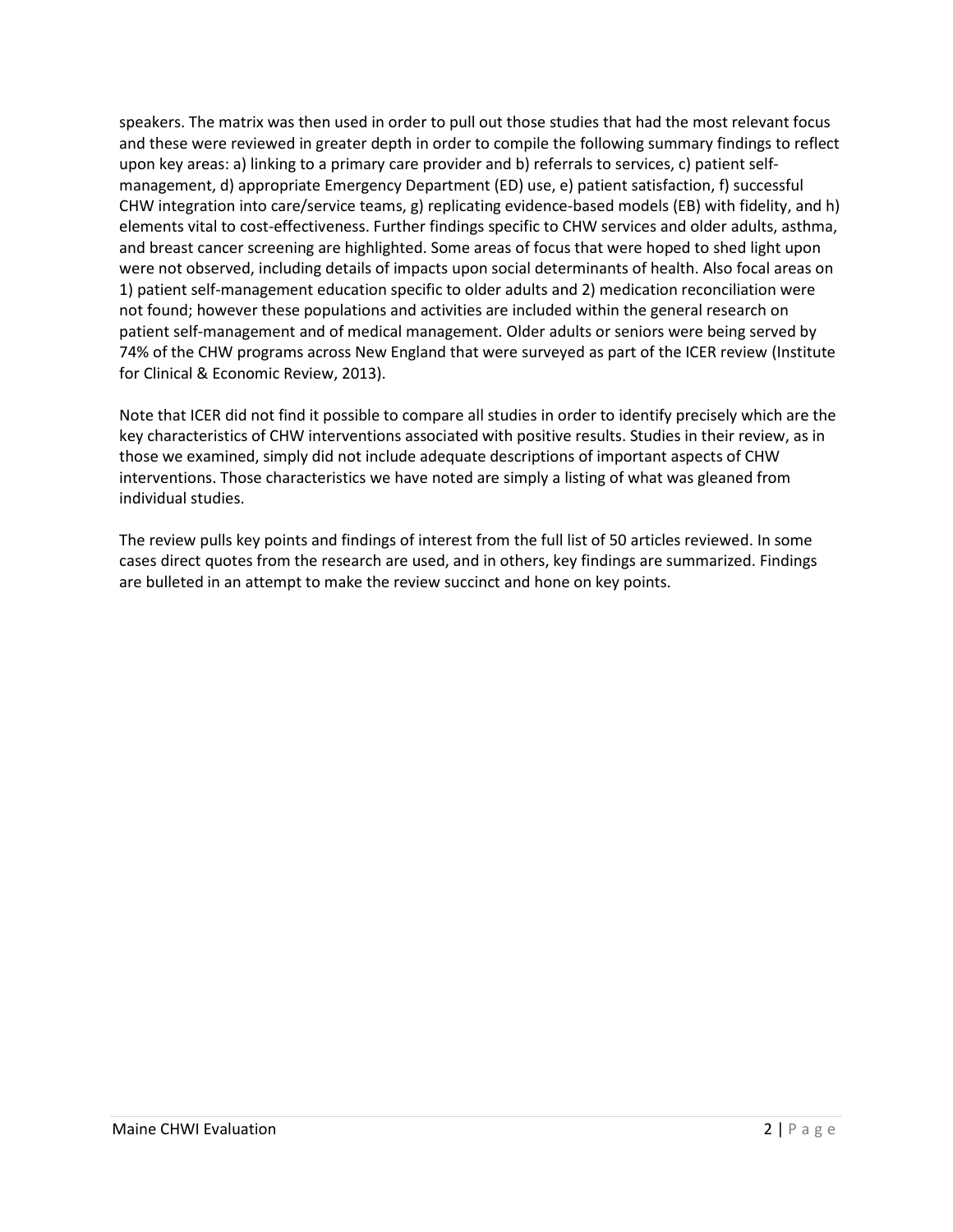speakers. The matrix was then used in order to pull out those studies that had the most relevant focus and these were reviewed in greater depth in order to compile the following summary findings to reflect upon key areas: a) linking to a primary care provider and b) referrals to services, c) patient self-management, d) appropriate Emergency Department (ED) use, e) patient satisfaction, f) successful CHW integration into care/service teams, g) replicating evidence-based models (EB) with fidelity, and h) elements vital to cost-effectiveness. Further findings specific to CHW services and older adults, asthma, and breast cancer screening are highlighted. Some areas of focus that were hoped to shed light upon were not observed, including details of impacts upon social determinants of health. Also focal areas on 1) patient self-management education specific to older adults and 2) medication reconciliation were not found; however these populations and activities are included within the general research on patient self-management and of medical management. Older adults or seniors were being served by 74% of the CHW programs across New England that were surveyed as part of the ICER review (Institute for Clinical & Economic Review, 2013).

Note that ICER did not find it possible to compare all studies in order to identify precisely which are the key characteristics of CHW interventions associated with positive results. Studies in their review, as in those we examined, simply did not include adequate descriptions of important aspects of CHW interventions. Those characteristics we have noted are simply a listing of what was gleaned from individual studies.

The review pulls key points and findings of interest from the full list of 50 articles reviewed. In some cases direct quotes from the research are used, and in others, key findings are summarized. Findings are bulleted in an attempt to make the review succinct and hone on key points.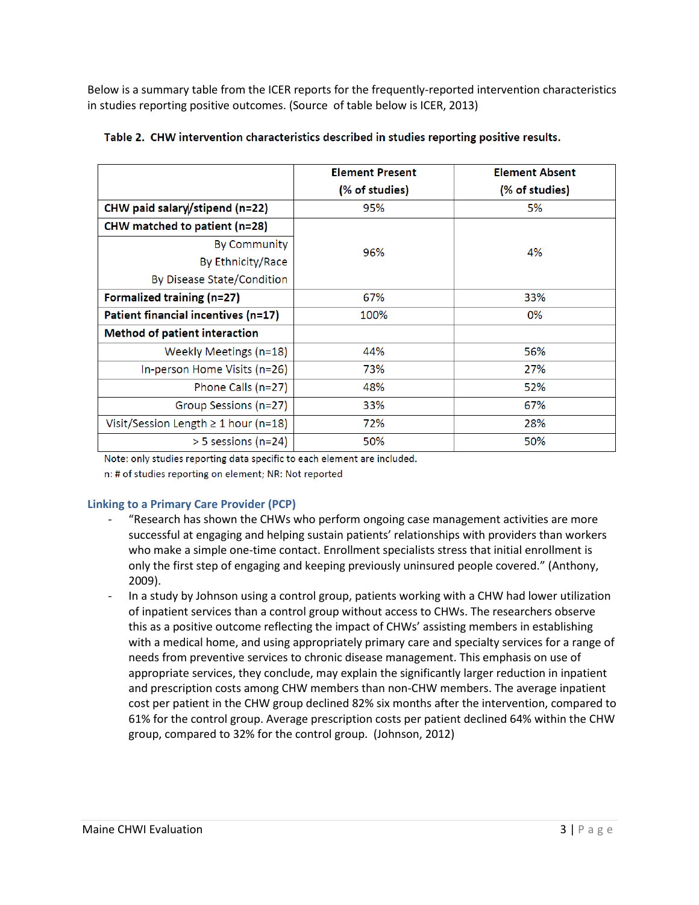Below is a summary table from the ICER reports for the frequently-reported intervention characteristics in studies reporting positive outcomes. (Source of table below is ICER, 2013)

**Table 2. CHW intervention characteristics described in studies reporting positive results.**

| | Element Present (% of studies) | Element Absent (% of studies) |
|---|---|---|
| **CHW paid salary/stipend (n=22)** | 95% | 5% |
| **CHW matched to patient (n=28)** | | |
| By Community<br>By Ethnicity/Race<br>By Disease State/Condition | 96% | 4% |
| **Formalized training (n=27)** | 67% | 33% |
| **Patient financial incentives (n=17)** | 100% | 0% |
| **Method of patient interaction** | | |
| Weekly Meetings (n=18) | 44% | 56% |
| In-person Home Visits (n=26) | 73% | 27% |
| Phone Calls (n=27) | 48% | 52% |
| Group Sessions (n=27) | 33% | 67% |
| Visit/Session Length ≥ 1 hour (n=18) | 72% | 28% |
| > 5 sessions (n=24) | 50% | 50% |

Note: only studies reporting data specific to each element are included.
n: # of studies reporting on element; NR: Not reported

### Linking to a Primary Care Provider (PCP)

- "Research has shown the CHWs who perform ongoing case management activities are more successful at engaging and helping sustain patients' relationships with providers than workers who make a simple one-time contact. Enrollment specialists stress that initial enrollment is only the first step of engaging and keeping previously uninsured people covered." (Anthony, 2009).
- In a study by Johnson using a control group, patients working with a CHW had lower utilization of inpatient services than a control group without access to CHWs. The researchers observe this as a positive outcome reflecting the impact of CHWs' assisting members in establishing with a medical home, and using appropriately primary care and specialty services for a range of needs from preventive services to chronic disease management. This emphasis on use of appropriate services, they conclude, may explain the significantly larger reduction in inpatient and prescription costs among CHW members than non-CHW members. The average inpatient cost per patient in the CHW group declined 82% six months after the intervention, compared to 61% for the control group. Average prescription costs per patient declined 64% within the CHW group, compared to 32% for the control group. (Johnson, 2012)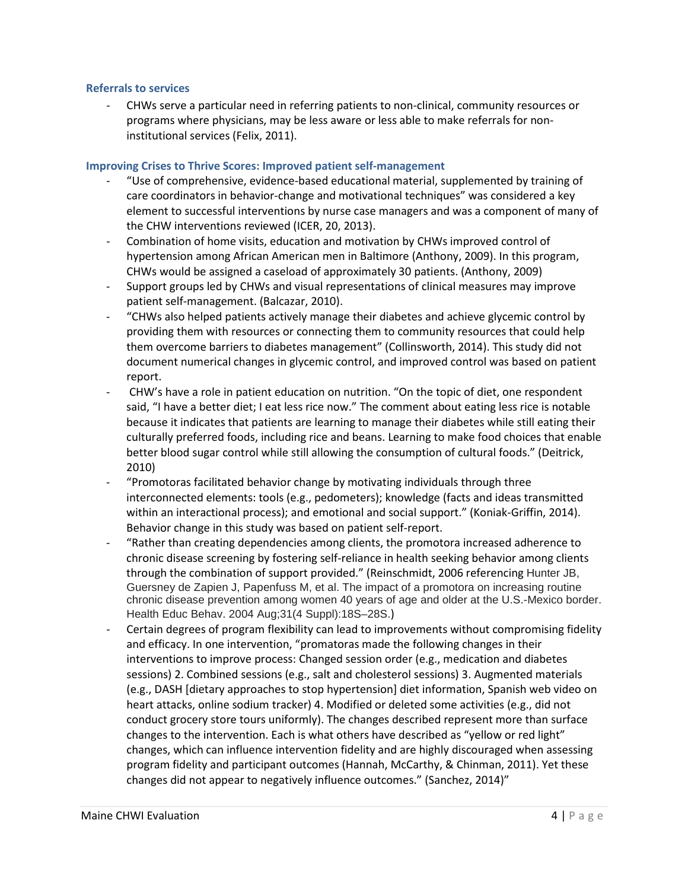### Referrals to services

- CHWs serve a particular need in referring patients to non-clinical, community resources or programs where physicians, may be less aware or less able to make referrals for non-institutional services (Felix, 2011).

### Improving Crises to Thrive Scores: Improved patient self-management

- "Use of comprehensive, evidence-based educational material, supplemented by training of care coordinators in behavior-change and motivational techniques" was considered a key element to successful interventions by nurse case managers and was a component of many of the CHW interventions reviewed (ICER, 20, 2013).
- Combination of home visits, education and motivation by CHWs improved control of hypertension among African American men in Baltimore (Anthony, 2009). In this program, CHWs would be assigned a caseload of approximately 30 patients. (Anthony, 2009)
- Support groups led by CHWs and visual representations of clinical measures may improve patient self-management. (Balcazar, 2010).
- "CHWs also helped patients actively manage their diabetes and achieve glycemic control by providing them with resources or connecting them to community resources that could help them overcome barriers to diabetes management" (Collinsworth, 2014). This study did not document numerical changes in glycemic control, and improved control was based on patient report.
- CHW's have a role in patient education on nutrition. "On the topic of diet, one respondent said, "I have a better diet; I eat less rice now." The comment about eating less rice is notable because it indicates that patients are learning to manage their diabetes while still eating their culturally preferred foods, including rice and beans. Learning to make food choices that enable better blood sugar control while still allowing the consumption of cultural foods." (Deitrick, 2010)
- "Promotoras facilitated behavior change by motivating individuals through three interconnected elements: tools (e.g., pedometers); knowledge (facts and ideas transmitted within an interactional process); and emotional and social support." (Koniak-Griffin, 2014). Behavior change in this study was based on patient self-report.
- "Rather than creating dependencies among clients, the promotora increased adherence to chronic disease screening by fostering self-reliance in health seeking behavior among clients through the combination of support provided." (Reinschmidt, 2006 referencing Hunter JB, Guersney de Zapien J, Papenfuss M, et al. The impact of a promotora on increasing routine chronic disease prevention among women 40 years of age and older at the U.S.-Mexico border. Health Educ Behav. 2004 Aug;31(4 Suppl):18S–28S.)
- Certain degrees of program flexibility can lead to improvements without compromising fidelity and efficacy. In one intervention, "promatoras made the following changes in their interventions to improve process: Changed session order (e.g., medication and diabetes sessions) 2. Combined sessions (e.g., salt and cholesterol sessions) 3. Augmented materials (e.g., DASH [dietary approaches to stop hypertension] diet information, Spanish web video on heart attacks, online sodium tracker) 4. Modified or deleted some activities (e.g., did not conduct grocery store tours uniformly). The changes described represent more than surface changes to the intervention. Each is what others have described as "yellow or red light" changes, which can influence intervention fidelity and are highly discouraged when assessing program fidelity and participant outcomes (Hannah, McCarthy, & Chinman, 2011). Yet these changes did not appear to negatively influence outcomes." (Sanchez, 2014)"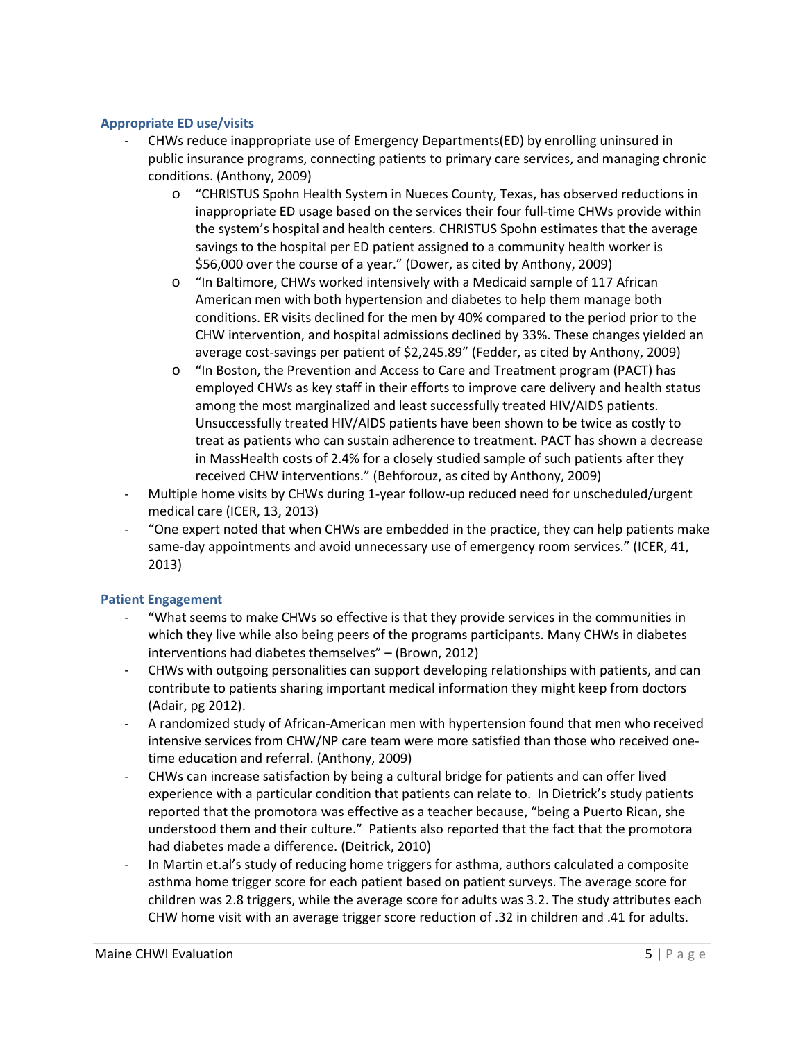### Appropriate ED use/visits

- CHWs reduce inappropriate use of Emergency Departments(ED) by enrolling uninsured in public insurance programs, connecting patients to primary care services, and managing chronic conditions. (Anthony, 2009)
  - "CHRISTUS Spohn Health System in Nueces County, Texas, has observed reductions in inappropriate ED usage based on the services their four full-time CHWs provide within the system's hospital and health centers. CHRISTUS Spohn estimates that the average savings to the hospital per ED patient assigned to a community health worker is $56,000 over the course of a year." (Dower, as cited by Anthony, 2009)
  - "In Baltimore, CHWs worked intensively with a Medicaid sample of 117 African American men with both hypertension and diabetes to help them manage both conditions. ER visits declined for the men by 40% compared to the period prior to the CHW intervention, and hospital admissions declined by 33%. These changes yielded an average cost-savings per patient of $2,245.89" (Fedder, as cited by Anthony, 2009)
  - "In Boston, the Prevention and Access to Care and Treatment program (PACT) has employed CHWs as key staff in their efforts to improve care delivery and health status among the most marginalized and least successfully treated HIV/AIDS patients. Unsuccessfully treated HIV/AIDS patients have been shown to be twice as costly to treat as patients who can sustain adherence to treatment. PACT has shown a decrease in MassHealth costs of 2.4% for a closely studied sample of such patients after they received CHW interventions." (Behforouz, as cited by Anthony, 2009)
- Multiple home visits by CHWs during 1-year follow-up reduced need for unscheduled/urgent medical care (ICER, 13, 2013)
- "One expert noted that when CHWs are embedded in the practice, they can help patients make same-day appointments and avoid unnecessary use of emergency room services." (ICER, 41, 2013)

### Patient Engagement

- "What seems to make CHWs so effective is that they provide services in the communities in which they live while also being peers of the programs participants. Many CHWs in diabetes interventions had diabetes themselves" – (Brown, 2012)
- CHWs with outgoing personalities can support developing relationships with patients, and can contribute to patients sharing important medical information they might keep from doctors (Adair, pg 2012).
- A randomized study of African-American men with hypertension found that men who received intensive services from CHW/NP care team were more satisfied than those who received one-time education and referral. (Anthony, 2009)
- CHWs can increase satisfaction by being a cultural bridge for patients and can offer lived experience with a particular condition that patients can relate to. In Dietrick's study patients reported that the promotora was effective as a teacher because, "being a Puerto Rican, she understood them and their culture." Patients also reported that the fact that the promotora had diabetes made a difference. (Deitrick, 2010)
- In Martin et.al's study of reducing home triggers for asthma, authors calculated a composite asthma home trigger score for each patient based on patient surveys. The average score for children was 2.8 triggers, while the average score for adults was 3.2. The study attributes each CHW home visit with an average trigger score reduction of .32 in children and .41 for adults.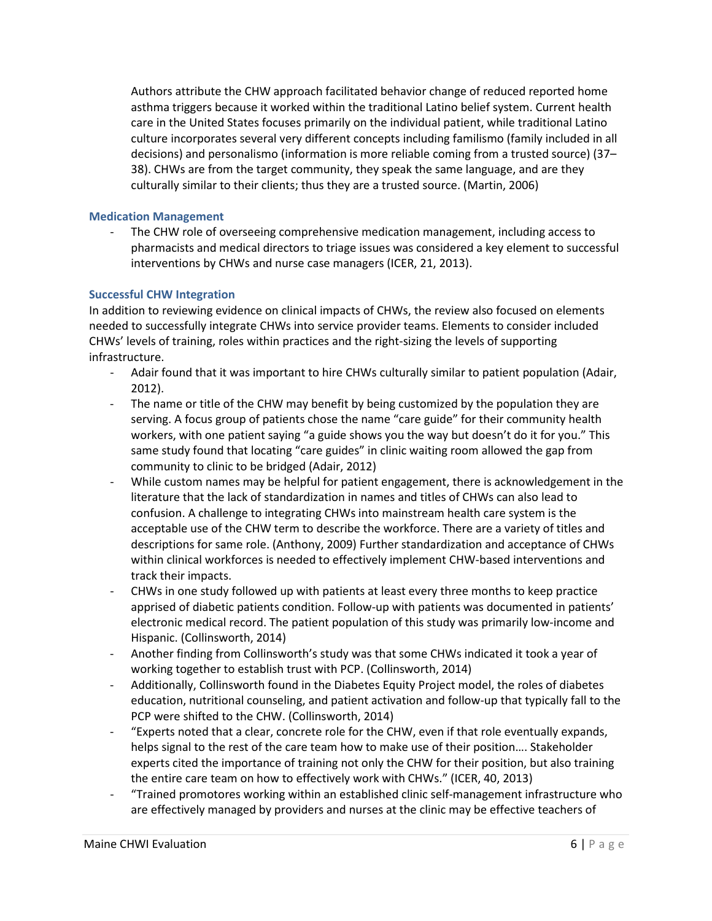Authors attribute the CHW approach facilitated behavior change of reduced reported home asthma triggers because it worked within the traditional Latino belief system. Current health care in the United States focuses primarily on the individual patient, while traditional Latino culture incorporates several very different concepts including familismo (family included in all decisions) and personalismo (information is more reliable coming from a trusted source) (37–38). CHWs are from the target community, they speak the same language, and are they culturally similar to their clients; thus they are a trusted source. (Martin, 2006)

### Medication Management

- The CHW role of overseeing comprehensive medication management, including access to pharmacists and medical directors to triage issues was considered a key element to successful interventions by CHWs and nurse case managers (ICER, 21, 2013).

### Successful CHW Integration

In addition to reviewing evidence on clinical impacts of CHWs, the review also focused on elements needed to successfully integrate CHWs into service provider teams. Elements to consider included CHWs' levels of training, roles within practices and the right-sizing the levels of supporting infrastructure.

- Adair found that it was important to hire CHWs culturally similar to patient population (Adair, 2012).
- The name or title of the CHW may benefit by being customized by the population they are serving. A focus group of patients chose the name "care guide" for their community health workers, with one patient saying "a guide shows you the way but doesn't do it for you." This same study found that locating "care guides" in clinic waiting room allowed the gap from community to clinic to be bridged (Adair, 2012)
- While custom names may be helpful for patient engagement, there is acknowledgement in the literature that the lack of standardization in names and titles of CHWs can also lead to confusion. A challenge to integrating CHWs into mainstream health care system is the acceptable use of the CHW term to describe the workforce. There are a variety of titles and descriptions for same role. (Anthony, 2009) Further standardization and acceptance of CHWs within clinical workforces is needed to effectively implement CHW-based interventions and track their impacts.
- CHWs in one study followed up with patients at least every three months to keep practice apprised of diabetic patients condition. Follow-up with patients was documented in patients' electronic medical record. The patient population of this study was primarily low-income and Hispanic. (Collinsworth, 2014)
- Another finding from Collinsworth's study was that some CHWs indicated it took a year of working together to establish trust with PCP. (Collinsworth, 2014)
- Additionally, Collinsworth found in the Diabetes Equity Project model, the roles of diabetes education, nutritional counseling, and patient activation and follow-up that typically fall to the PCP were shifted to the CHW. (Collinsworth, 2014)
- "Experts noted that a clear, concrete role for the CHW, even if that role eventually expands, helps signal to the rest of the care team how to make use of their position…. Stakeholder experts cited the importance of training not only the CHW for their position, but also training the entire care team on how to effectively work with CHWs." (ICER, 40, 2013)
- "Trained promotores working within an established clinic self-management infrastructure who are effectively managed by providers and nurses at the clinic may be effective teachers of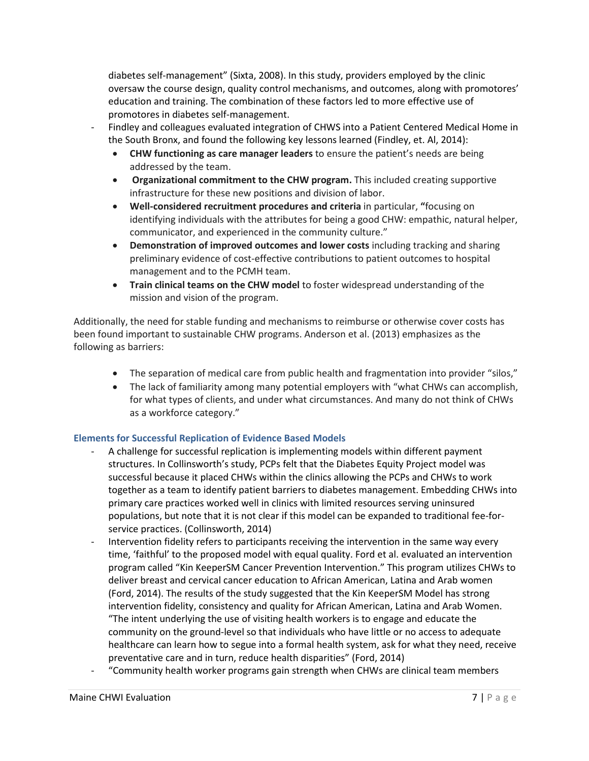diabetes self-management" (Sixta, 2008). In this study, providers employed by the clinic oversaw the course design, quality control mechanisms, and outcomes, along with promotores' education and training. The combination of these factors led to more effective use of promotores in diabetes self-management.

- Findley and colleagues evaluated integration of CHWS into a Patient Centered Medical Home in the South Bronx, and found the following key lessons learned (Findley, et. Al, 2014):
  - **CHW functioning as care manager leaders** to ensure the patient's needs are being addressed by the team.
  - **Organizational commitment to the CHW program.** This included creating supportive infrastructure for these new positions and division of labor.
  - **Well-considered recruitment procedures and criteria** in particular, **"**focusing on identifying individuals with the attributes for being a good CHW: empathic, natural helper, communicator, and experienced in the community culture."
  - **Demonstration of improved outcomes and lower costs** including tracking and sharing preliminary evidence of cost-effective contributions to patient outcomes to hospital management and to the PCMH team.
  - **Train clinical teams on the CHW model** to foster widespread understanding of the mission and vision of the program.

Additionally, the need for stable funding and mechanisms to reimburse or otherwise cover costs has been found important to sustainable CHW programs. Anderson et al. (2013) emphasizes as the following as barriers:

- The separation of medical care from public health and fragmentation into provider "silos,"
- The lack of familiarity among many potential employers with "what CHWs can accomplish, for what types of clients, and under what circumstances. And many do not think of CHWs as a workforce category."

### Elements for Successful Replication of Evidence Based Models

- A challenge for successful replication is implementing models within different payment structures. In Collinsworth's study, PCPs felt that the Diabetes Equity Project model was successful because it placed CHWs within the clinics allowing the PCPs and CHWs to work together as a team to identify patient barriers to diabetes management. Embedding CHWs into primary care practices worked well in clinics with limited resources serving uninsured populations, but note that it is not clear if this model can be expanded to traditional fee-for-service practices. (Collinsworth, 2014)
- Intervention fidelity refers to participants receiving the intervention in the same way every time, 'faithful' to the proposed model with equal quality. Ford et al. evaluated an intervention program called "Kin KeeperSM Cancer Prevention Intervention." This program utilizes CHWs to deliver breast and cervical cancer education to African American, Latina and Arab women (Ford, 2014). The results of the study suggested that the Kin KeeperSM Model has strong intervention fidelity, consistency and quality for African American, Latina and Arab Women. "The intent underlying the use of visiting health workers is to engage and educate the community on the ground-level so that individuals who have little or no access to adequate healthcare can learn how to segue into a formal health system, ask for what they need, receive preventative care and in turn, reduce health disparities" (Ford, 2014)
- "Community health worker programs gain strength when CHWs are clinical team members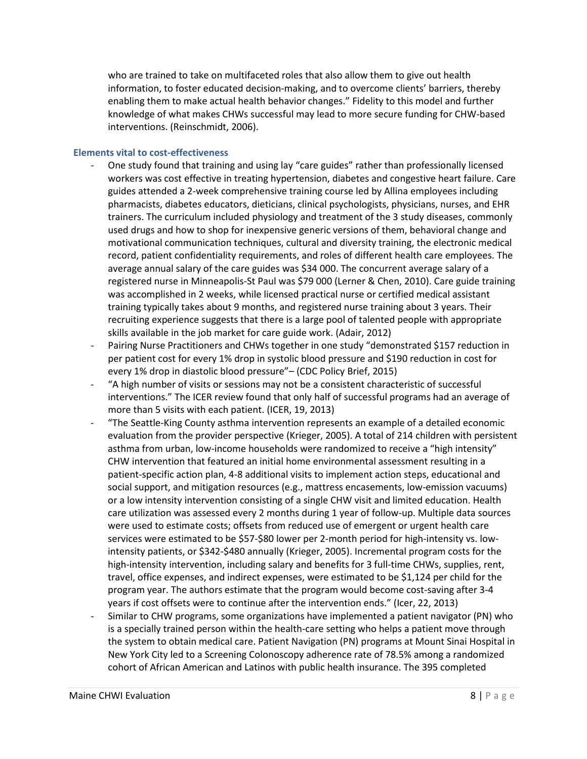who are trained to take on multifaceted roles that also allow them to give out health information, to foster educated decision-making, and to overcome clients' barriers, thereby enabling them to make actual health behavior changes." Fidelity to this model and further knowledge of what makes CHWs successful may lead to more secure funding for CHW-based interventions. (Reinschmidt, 2006).

### Elements vital to cost-effectiveness

- One study found that training and using lay "care guides" rather than professionally licensed workers was cost effective in treating hypertension, diabetes and congestive heart failure. Care guides attended a 2-week comprehensive training course led by Allina employees including pharmacists, diabetes educators, dieticians, clinical psychologists, physicians, nurses, and EHR trainers. The curriculum included physiology and treatment of the 3 study diseases, commonly used drugs and how to shop for inexpensive generic versions of them, behavioral change and motivational communication techniques, cultural and diversity training, the electronic medical record, patient confidentiality requirements, and roles of different health care employees. The average annual salary of the care guides was $34 000. The concurrent average salary of a registered nurse in Minneapolis-St Paul was $79 000 (Lerner & Chen, 2010). Care guide training was accomplished in 2 weeks, while licensed practical nurse or certified medical assistant training typically takes about 9 months, and registered nurse training about 3 years. Their recruiting experience suggests that there is a large pool of talented people with appropriate skills available in the job market for care guide work. (Adair, 2012)
- Pairing Nurse Practitioners and CHWs together in one study "demonstrated $157 reduction in per patient cost for every 1% drop in systolic blood pressure and $190 reduction in cost for every 1% drop in diastolic blood pressure"– (CDC Policy Brief, 2015)
- "A high number of visits or sessions may not be a consistent characteristic of successful interventions." The ICER review found that only half of successful programs had an average of more than 5 visits with each patient. (ICER, 19, 2013)
- "The Seattle-King County asthma intervention represents an example of a detailed economic evaluation from the provider perspective (Krieger, 2005). A total of 214 children with persistent asthma from urban, low-income households were randomized to receive a "high intensity" CHW intervention that featured an initial home environmental assessment resulting in a patient-specific action plan, 4-8 additional visits to implement action steps, educational and social support, and mitigation resources (e.g., mattress encasements, low-emission vacuums) or a low intensity intervention consisting of a single CHW visit and limited education. Health care utilization was assessed every 2 months during 1 year of follow-up. Multiple data sources were used to estimate costs; offsets from reduced use of emergent or urgent health care services were estimated to be $57-$80 lower per 2-month period for high-intensity vs. low-intensity patients, or $342-$480 annually (Krieger, 2005). Incremental program costs for the high-intensity intervention, including salary and benefits for 3 full-time CHWs, supplies, rent, travel, office expenses, and indirect expenses, were estimated to be $1,124 per child for the program year. The authors estimate that the program would become cost-saving after 3-4 years if cost offsets were to continue after the intervention ends." (Icer, 22, 2013)
- Similar to CHW programs, some organizations have implemented a patient navigator (PN) who is a specially trained person within the health-care setting who helps a patient move through the system to obtain medical care. Patient Navigation (PN) programs at Mount Sinai Hospital in New York City led to a Screening Colonoscopy adherence rate of 78.5% among a randomized cohort of African American and Latinos with public health insurance. The 395 completed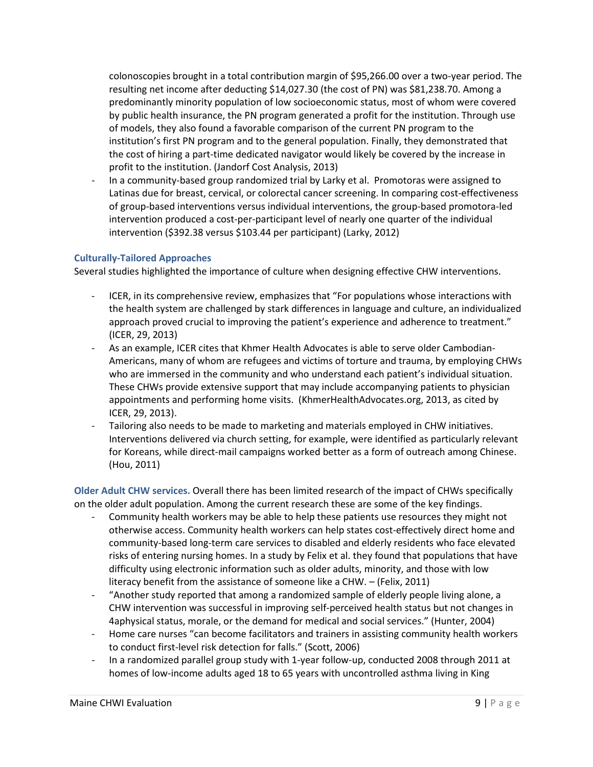colonoscopies brought in a total contribution margin of $95,266.00 over a two-year period. The resulting net income after deducting $14,027.30 (the cost of PN) was $81,238.70. Among a predominantly minority population of low socioeconomic status, most of whom were covered by public health insurance, the PN program generated a profit for the institution. Through use of models, they also found a favorable comparison of the current PN program to the institution's first PN program and to the general population. Finally, they demonstrated that the cost of hiring a part-time dedicated navigator would likely be covered by the increase in profit to the institution. (Jandorf Cost Analysis, 2013)

- In a community-based group randomized trial by Larky et al. Promotoras were assigned to Latinas due for breast, cervical, or colorectal cancer screening. In comparing cost-effectiveness of group-based interventions versus individual interventions, the group-based promotora-led intervention produced a cost-per-participant level of nearly one quarter of the individual intervention ($392.38 versus $103.44 per participant) (Larky, 2012)

### Culturally-Tailored Approaches

Several studies highlighted the importance of culture when designing effective CHW interventions.

- ICER, in its comprehensive review, emphasizes that "For populations whose interactions with the health system are challenged by stark differences in language and culture, an individualized approach proved crucial to improving the patient's experience and adherence to treatment." (ICER, 29, 2013)
- As an example, ICER cites that Khmer Health Advocates is able to serve older Cambodian-Americans, many of whom are refugees and victims of torture and trauma, by employing CHWs who are immersed in the community and who understand each patient's individual situation. These CHWs provide extensive support that may include accompanying patients to physician appointments and performing home visits. (KhmerHealthAdvocates.org, 2013, as cited by ICER, 29, 2013).
- Tailoring also needs to be made to marketing and materials employed in CHW initiatives. Interventions delivered via church setting, for example, were identified as particularly relevant for Koreans, while direct-mail campaigns worked better as a form of outreach among Chinese. (Hou, 2011)

**Older Adult CHW services.** Overall there has been limited research of the impact of CHWs specifically on the older adult population. Among the current research these are some of the key findings.

- Community health workers may be able to help these patients use resources they might not otherwise access. Community health workers can help states cost-effectively direct home and community-based long-term care services to disabled and elderly residents who face elevated risks of entering nursing homes. In a study by Felix et al. they found that populations that have difficulty using electronic information such as older adults, minority, and those with low literacy benefit from the assistance of someone like a CHW. – (Felix, 2011)
- "Another study reported that among a randomized sample of elderly people living alone, a CHW intervention was successful in improving self-perceived health status but not changes in 4aphysical status, morale, or the demand for medical and social services." (Hunter, 2004)
- Home care nurses "can become facilitators and trainers in assisting community health workers to conduct first-level risk detection for falls." (Scott, 2006)
- In a randomized parallel group study with 1-year follow-up, conducted 2008 through 2011 at homes of low-income adults aged 18 to 65 years with uncontrolled asthma living in King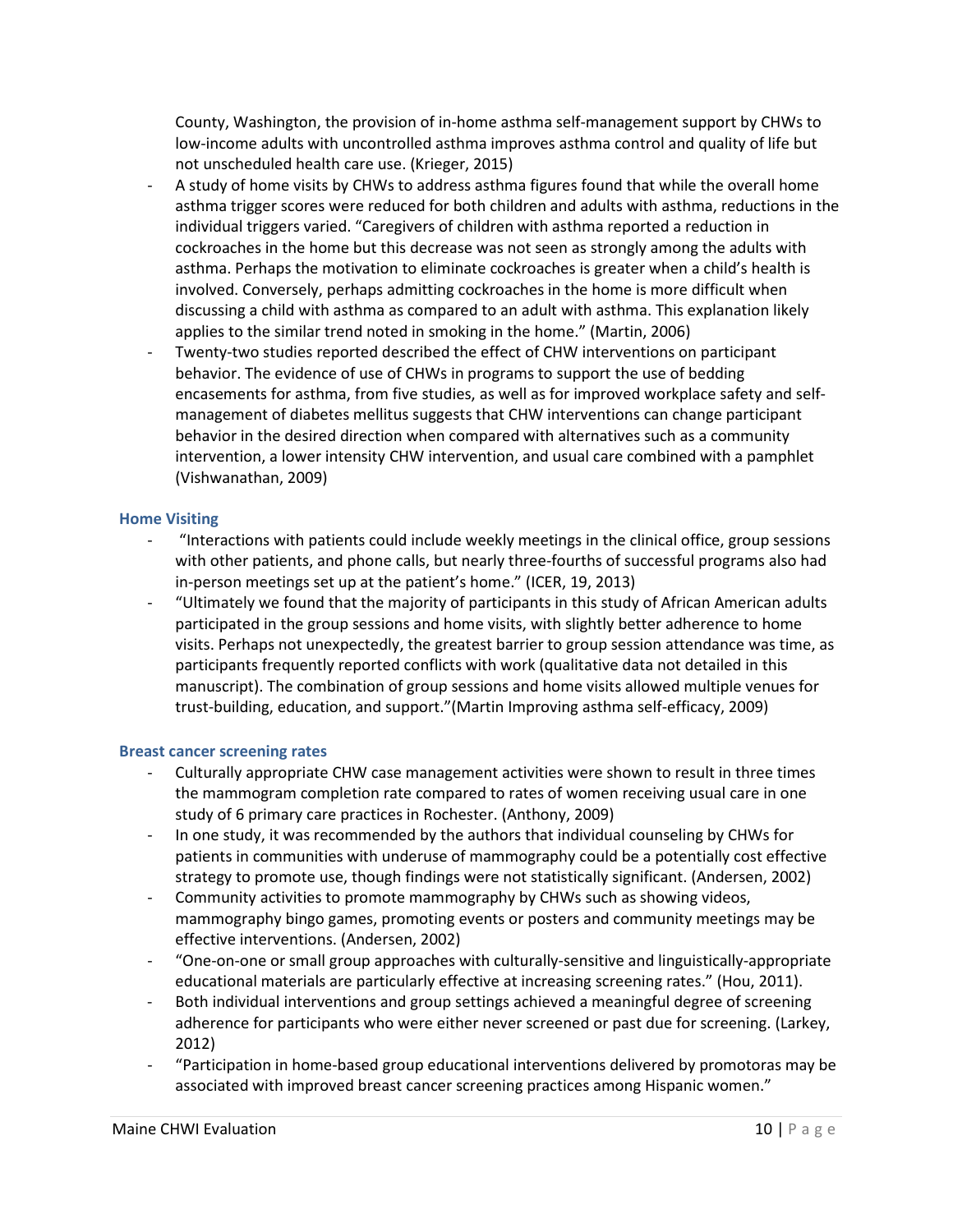County, Washington, the provision of in-home asthma self-management support by CHWs to low-income adults with uncontrolled asthma improves asthma control and quality of life but not unscheduled health care use. (Krieger, 2015)

- A study of home visits by CHWs to address asthma figures found that while the overall home asthma trigger scores were reduced for both children and adults with asthma, reductions in the individual triggers varied. "Caregivers of children with asthma reported a reduction in cockroaches in the home but this decrease was not seen as strongly among the adults with asthma. Perhaps the motivation to eliminate cockroaches is greater when a child's health is involved. Conversely, perhaps admitting cockroaches in the home is more difficult when discussing a child with asthma as compared to an adult with asthma. This explanation likely applies to the similar trend noted in smoking in the home." (Martin, 2006)
- Twenty-two studies reported described the effect of CHW interventions on participant behavior. The evidence of use of CHWs in programs to support the use of bedding encasements for asthma, from five studies, as well as for improved workplace safety and self-management of diabetes mellitus suggests that CHW interventions can change participant behavior in the desired direction when compared with alternatives such as a community intervention, a lower intensity CHW intervention, and usual care combined with a pamphlet (Vishwanathan, 2009)

### Home Visiting

- "Interactions with patients could include weekly meetings in the clinical office, group sessions with other patients, and phone calls, but nearly three-fourths of successful programs also had in-person meetings set up at the patient's home." (ICER, 19, 2013)
- "Ultimately we found that the majority of participants in this study of African American adults participated in the group sessions and home visits, with slightly better adherence to home visits. Perhaps not unexpectedly, the greatest barrier to group session attendance was time, as participants frequently reported conflicts with work (qualitative data not detailed in this manuscript). The combination of group sessions and home visits allowed multiple venues for trust-building, education, and support."(Martin Improving asthma self-efficacy, 2009)

### Breast cancer screening rates

- Culturally appropriate CHW case management activities were shown to result in three times the mammogram completion rate compared to rates of women receiving usual care in one study of 6 primary care practices in Rochester. (Anthony, 2009)
- In one study, it was recommended by the authors that individual counseling by CHWs for patients in communities with underuse of mammography could be a potentially cost effective strategy to promote use, though findings were not statistically significant. (Andersen, 2002)
- Community activities to promote mammography by CHWs such as showing videos, mammography bingo games, promoting events or posters and community meetings may be effective interventions. (Andersen, 2002)
- "One-on-one or small group approaches with culturally-sensitive and linguistically-appropriate educational materials are particularly effective at increasing screening rates." (Hou, 2011).
- Both individual interventions and group settings achieved a meaningful degree of screening adherence for participants who were either never screened or past due for screening. (Larkey, 2012)
- "Participation in home-based group educational interventions delivered by promotoras may be associated with improved breast cancer screening practices among Hispanic women."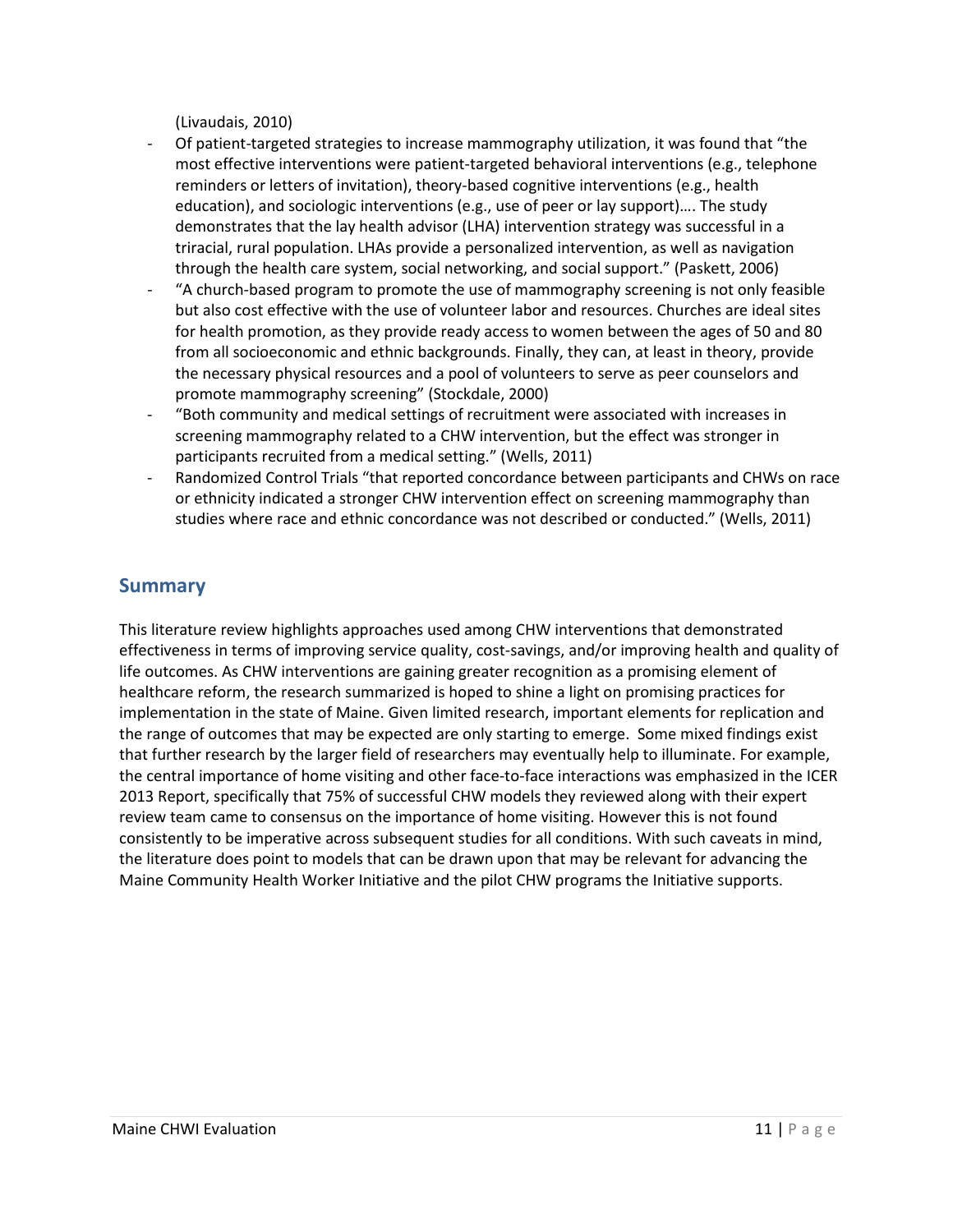(Livaudais, 2010)

- Of patient-targeted strategies to increase mammography utilization, it was found that "the most effective interventions were patient-targeted behavioral interventions (e.g., telephone reminders or letters of invitation), theory-based cognitive interventions (e.g., health education), and sociologic interventions (e.g., use of peer or lay support)…. The study demonstrates that the lay health advisor (LHA) intervention strategy was successful in a triracial, rural population. LHAs provide a personalized intervention, as well as navigation through the health care system, social networking, and social support." (Paskett, 2006)
- "A church-based program to promote the use of mammography screening is not only feasible but also cost effective with the use of volunteer labor and resources. Churches are ideal sites for health promotion, as they provide ready access to women between the ages of 50 and 80 from all socioeconomic and ethnic backgrounds. Finally, they can, at least in theory, provide the necessary physical resources and a pool of volunteers to serve as peer counselors and promote mammography screening" (Stockdale, 2000)
- "Both community and medical settings of recruitment were associated with increases in screening mammography related to a CHW intervention, but the effect was stronger in participants recruited from a medical setting." (Wells, 2011)
- Randomized Control Trials "that reported concordance between participants and CHWs on race or ethnicity indicated a stronger CHW intervention effect on screening mammography than studies where race and ethnic concordance was not described or conducted." (Wells, 2011)

## Summary

This literature review highlights approaches used among CHW interventions that demonstrated effectiveness in terms of improving service quality, cost-savings, and/or improving health and quality of life outcomes. As CHW interventions are gaining greater recognition as a promising element of healthcare reform, the research summarized is hoped to shine a light on promising practices for implementation in the state of Maine. Given limited research, important elements for replication and the range of outcomes that may be expected are only starting to emerge. Some mixed findings exist that further research by the larger field of researchers may eventually help to illuminate. For example, the central importance of home visiting and other face-to-face interactions was emphasized in the ICER 2013 Report, specifically that 75% of successful CHW models they reviewed along with their expert review team came to consensus on the importance of home visiting. However this is not found consistently to be imperative across subsequent studies for all conditions. With such caveats in mind, the literature does point to models that can be drawn upon that may be relevant for advancing the Maine Community Health Worker Initiative and the pilot CHW programs the Initiative supports.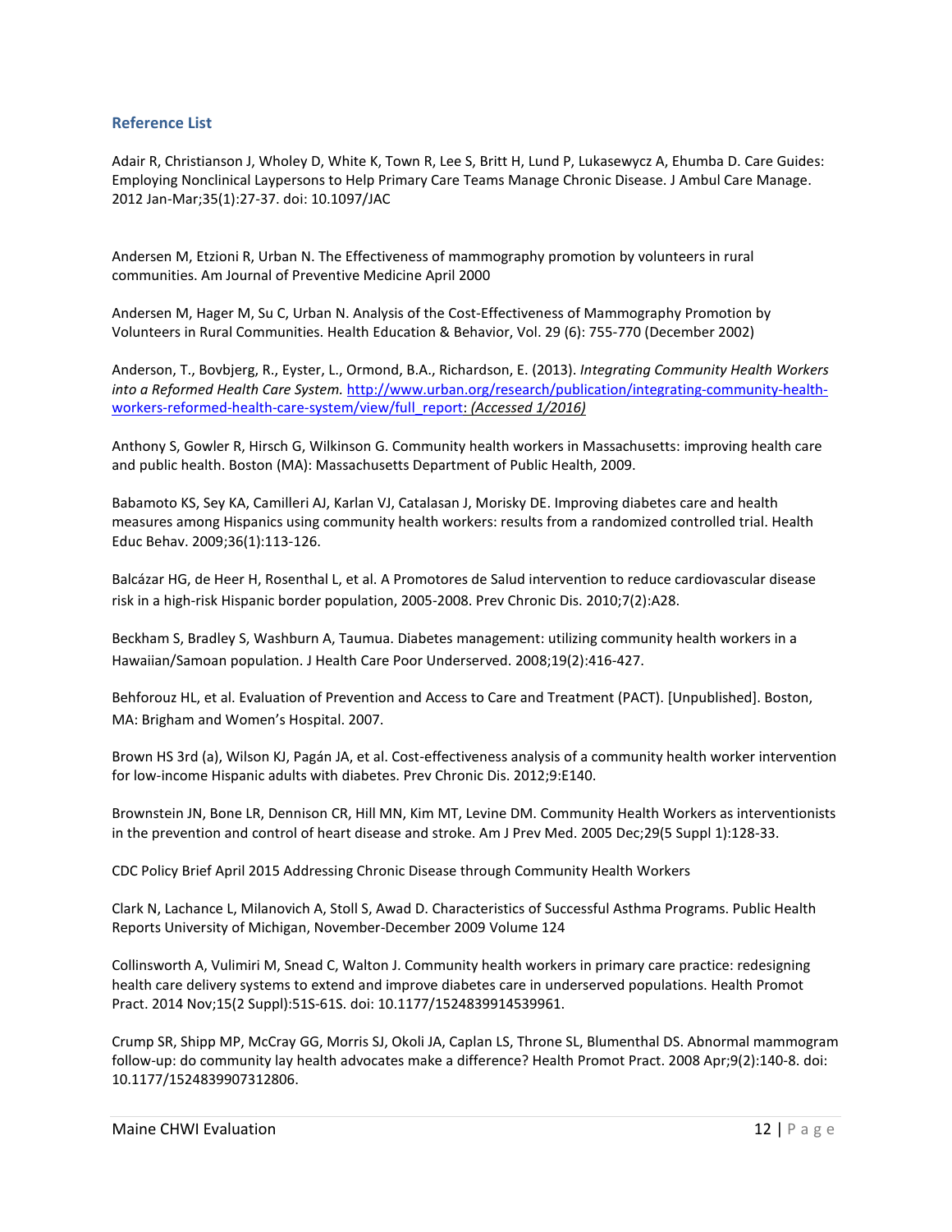## Reference List

Adair R, Christianson J, Wholey D, White K, Town R, Lee S, Britt H, Lund P, Lukasewycz A, Ehumba D. Care Guides: Employing Nonclinical Laypersons to Help Primary Care Teams Manage Chronic Disease. J Ambul Care Manage. 2012 Jan-Mar;35(1):27-37. doi: 10.1097/JAC

Andersen M, Etzioni R, Urban N. The Effectiveness of mammography promotion by volunteers in rural communities. Am Journal of Preventive Medicine April 2000

Andersen M, Hager M, Su C, Urban N. Analysis of the Cost-Effectiveness of Mammography Promotion by Volunteers in Rural Communities. Health Education & Behavior, Vol. 29 (6): 755-770 (December 2002)

Anderson, T., Bovbjerg, R., Eyster, L., Ormond, B.A., Richardson, E. (2013). *Integrating Community Health Workers into a Reformed Health Care System.* http://www.urban.org/research/publication/integrating-community-health-workers-reformed-health-care-system/view/full_report: *(Accessed 1/2016)*

Anthony S, Gowler R, Hirsch G, Wilkinson G. Community health workers in Massachusetts: improving health care and public health. Boston (MA): Massachusetts Department of Public Health, 2009.

Babamoto KS, Sey KA, Camilleri AJ, Karlan VJ, Catalasan J, Morisky DE. Improving diabetes care and health measures among Hispanics using community health workers: results from a randomized controlled trial. Health Educ Behav. 2009;36(1):113-126.

Balcázar HG, de Heer H, Rosenthal L, et al. A Promotores de Salud intervention to reduce cardiovascular disease risk in a high-risk Hispanic border population, 2005-2008. Prev Chronic Dis. 2010;7(2):A28.

Beckham S, Bradley S, Washburn A, Taumua. Diabetes management: utilizing community health workers in a Hawaiian/Samoan population. J Health Care Poor Underserved. 2008;19(2):416-427.

Behforouz HL, et al. Evaluation of Prevention and Access to Care and Treatment (PACT). [Unpublished]. Boston, MA: Brigham and Women's Hospital. 2007.

Brown HS 3rd (a), Wilson KJ, Pagán JA, et al. Cost-effectiveness analysis of a community health worker intervention for low-income Hispanic adults with diabetes. Prev Chronic Dis. 2012;9:E140.

Brownstein JN, Bone LR, Dennison CR, Hill MN, Kim MT, Levine DM. Community Health Workers as interventionists in the prevention and control of heart disease and stroke. Am J Prev Med. 2005 Dec;29(5 Suppl 1):128-33.

CDC Policy Brief April 2015 Addressing Chronic Disease through Community Health Workers

Clark N, Lachance L, Milanovich A, Stoll S, Awad D. Characteristics of Successful Asthma Programs. Public Health Reports University of Michigan, November-December 2009 Volume 124

Collinsworth A, Vulimiri M, Snead C, Walton J. Community health workers in primary care practice: redesigning health care delivery systems to extend and improve diabetes care in underserved populations. Health Promot Pract. 2014 Nov;15(2 Suppl):51S-61S. doi: 10.1177/1524839914539961.

Crump SR, Shipp MP, McCray GG, Morris SJ, Okoli JA, Caplan LS, Throne SL, Blumenthal DS. Abnormal mammogram follow-up: do community lay health advocates make a difference? Health Promot Pract. 2008 Apr;9(2):140-8. doi: 10.1177/1524839907312806.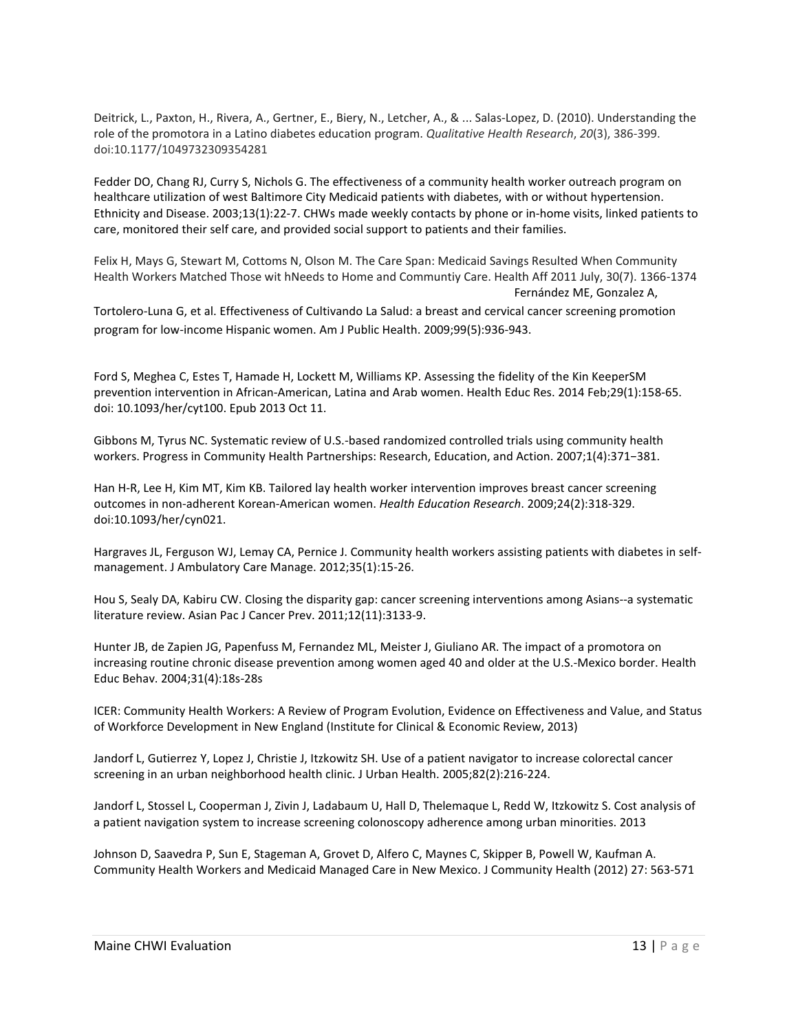Deitrick, L., Paxton, H., Rivera, A., Gertner, E., Biery, N., Letcher, A., & ... Salas-Lopez, D. (2010). Understanding the role of the promotora in a Latino diabetes education program. *Qualitative Health Research*, *20*(3), 386-399. doi:10.1177/1049732309354281

Fedder DO, Chang RJ, Curry S, Nichols G. The effectiveness of a community health worker outreach program on healthcare utilization of west Baltimore City Medicaid patients with diabetes, with or without hypertension. Ethnicity and Disease. 2003;13(1):22-7. CHWs made weekly contacts by phone or in-home visits, linked patients to care, monitored their self care, and provided social support to patients and their families.

Felix H, Mays G, Stewart M, Cottoms N, Olson M. The Care Span: Medicaid Savings Resulted When Community Health Workers Matched Those wit hNeeds to Home and Communtiy Care. Health Aff 2011 July, 30(7). 1366-1374

Fernández ME, Gonzalez A, Tortolero-Luna G, et al. Effectiveness of Cultivando La Salud: a breast and cervical cancer screening promotion program for low-income Hispanic women. Am J Public Health. 2009;99(5):936-943.

Ford S, Meghea C, Estes T, Hamade H, Lockett M, Williams KP. Assessing the fidelity of the Kin KeeperSM prevention intervention in African-American, Latina and Arab women. Health Educ Res. 2014 Feb;29(1):158-65. doi: 10.1093/her/cyt100. Epub 2013 Oct 11.

Gibbons M, Tyrus NC. Systematic review of U.S.-based randomized controlled trials using community health workers. Progress in Community Health Partnerships: Research, Education, and Action. 2007;1(4):371−381.

Han H-R, Lee H, Kim MT, Kim KB. Tailored lay health worker intervention improves breast cancer screening outcomes in non-adherent Korean-American women. *Health Education Research*. 2009;24(2):318-329. doi:10.1093/her/cyn021.

Hargraves JL, Ferguson WJ, Lemay CA, Pernice J. Community health workers assisting patients with diabetes in self-management. J Ambulatory Care Manage. 2012;35(1):15-26.

Hou S, Sealy DA, Kabiru CW. Closing the disparity gap: cancer screening interventions among Asians--a systematic literature review. Asian Pac J Cancer Prev. 2011;12(11):3133-9.

Hunter JB, de Zapien JG, Papenfuss M, Fernandez ML, Meister J, Giuliano AR. The impact of a promotora on increasing routine chronic disease prevention among women aged 40 and older at the U.S.-Mexico border. Health Educ Behav. 2004;31(4):18s-28s

ICER: Community Health Workers: A Review of Program Evolution, Evidence on Effectiveness and Value, and Status of Workforce Development in New England (Institute for Clinical & Economic Review, 2013)

Jandorf L, Gutierrez Y, Lopez J, Christie J, Itzkowitz SH. Use of a patient navigator to increase colorectal cancer screening in an urban neighborhood health clinic. J Urban Health. 2005;82(2):216-224.

Jandorf L, Stossel L, Cooperman J, Zivin J, Ladabaum U, Hall D, Thelemaque L, Redd W, Itzkowitz S. Cost analysis of a patient navigation system to increase screening colonoscopy adherence among urban minorities. 2013

Johnson D, Saavedra P, Sun E, Stageman A, Grovet D, Alfero C, Maynes C, Skipper B, Powell W, Kaufman A. Community Health Workers and Medicaid Managed Care in New Mexico. J Community Health (2012) 27: 563-571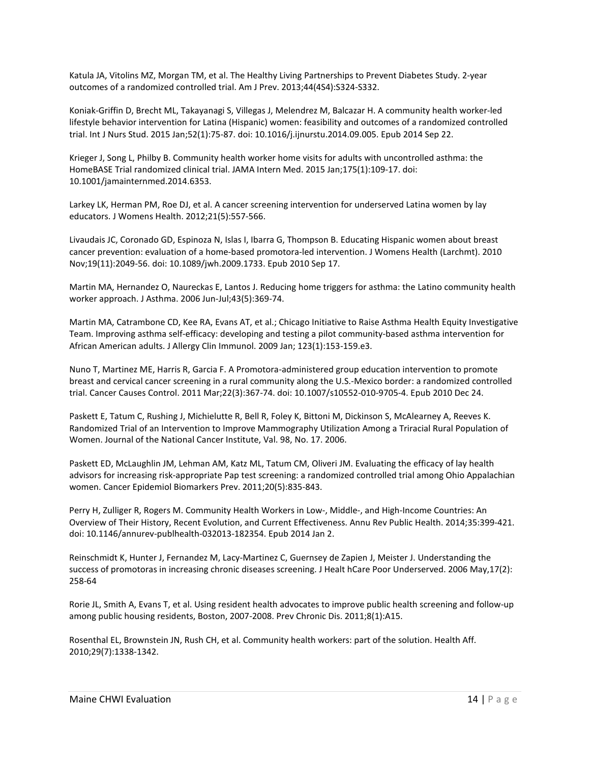Katula JA, Vitolins MZ, Morgan TM, et al. The Healthy Living Partnerships to Prevent Diabetes Study. 2-year outcomes of a randomized controlled trial. Am J Prev. 2013;44(4S4):S324-S332.

Koniak-Griffin D, Brecht ML, Takayanagi S, Villegas J, Melendrez M, Balcazar H. A community health worker-led lifestyle behavior intervention for Latina (Hispanic) women: feasibility and outcomes of a randomized controlled trial. Int J Nurs Stud. 2015 Jan;52(1):75-87. doi: 10.1016/j.ijnurstu.2014.09.005. Epub 2014 Sep 22.

Krieger J, Song L, Philby B. Community health worker home visits for adults with uncontrolled asthma: the HomeBASE Trial randomized clinical trial. JAMA Intern Med. 2015 Jan;175(1):109-17. doi: 10.1001/jamainternmed.2014.6353.

Larkey LK, Herman PM, Roe DJ, et al. A cancer screening intervention for underserved Latina women by lay educators. J Womens Health. 2012;21(5):557-566.

Livaudais JC, Coronado GD, Espinoza N, Islas I, Ibarra G, Thompson B. Educating Hispanic women about breast cancer prevention: evaluation of a home-based promotora-led intervention. J Womens Health (Larchmt). 2010 Nov;19(11):2049-56. doi: 10.1089/jwh.2009.1733. Epub 2010 Sep 17.

Martin MA, Hernandez O, Naureckas E, Lantos J. Reducing home triggers for asthma: the Latino community health worker approach. J Asthma. 2006 Jun-Jul;43(5):369-74.

Martin MA, Catrambone CD, Kee RA, Evans AT, et al.; Chicago Initiative to Raise Asthma Health Equity Investigative Team. Improving asthma self-efficacy: developing and testing a pilot community-based asthma intervention for African American adults. J Allergy Clin Immunol. 2009 Jan; 123(1):153-159.e3.

Nuno T, Martinez ME, Harris R, Garcia F. A Promotora-administered group education intervention to promote breast and cervical cancer screening in a rural community along the U.S.-Mexico border: a randomized controlled trial. Cancer Causes Control. 2011 Mar;22(3):367-74. doi: 10.1007/s10552-010-9705-4. Epub 2010 Dec 24.

Paskett E, Tatum C, Rushing J, Michielutte R, Bell R, Foley K, Bittoni M, Dickinson S, McAlearney A, Reeves K. Randomized Trial of an Intervention to Improve Mammography Utilization Among a Triracial Rural Population of Women. Journal of the National Cancer Institute, Val. 98, No. 17. 2006.

Paskett ED, McLaughlin JM, Lehman AM, Katz ML, Tatum CM, Oliveri JM. Evaluating the efficacy of lay health advisors for increasing risk-appropriate Pap test screening: a randomized controlled trial among Ohio Appalachian women. Cancer Epidemiol Biomarkers Prev. 2011;20(5):835-843.

Perry H, Zulliger R, Rogers M. Community Health Workers in Low-, Middle-, and High-Income Countries: An Overview of Their History, Recent Evolution, and Current Effectiveness. Annu Rev Public Health. 2014;35:399-421. doi: 10.1146/annurev-publhealth-032013-182354. Epub 2014 Jan 2.

Reinschmidt K, Hunter J, Fernandez M, Lacy-Martinez C, Guernsey de Zapien J, Meister J. Understanding the success of promotoras in increasing chronic diseases screening. J Healt hCare Poor Underserved. 2006 May,17(2): 258-64

Rorie JL, Smith A, Evans T, et al. Using resident health advocates to improve public health screening and follow-up among public housing residents, Boston, 2007-2008. Prev Chronic Dis. 2011;8(1):A15.

Rosenthal EL, Brownstein JN, Rush CH, et al. Community health workers: part of the solution. Health Aff. 2010;29(7):1338-1342.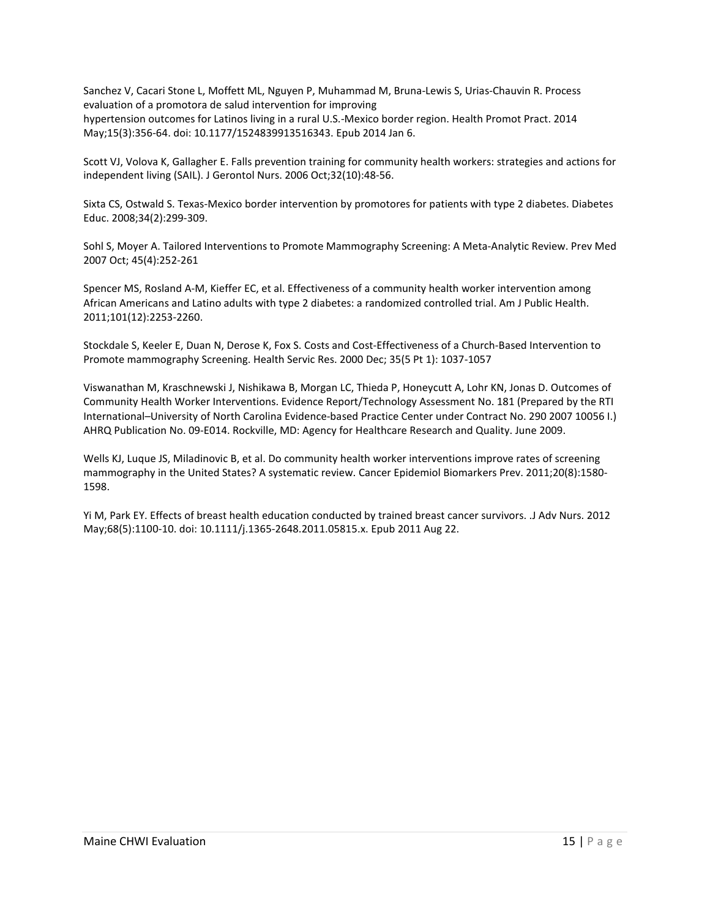Sanchez V, Cacari Stone L, Moffett ML, Nguyen P, Muhammad M, Bruna-Lewis S, Urias-Chauvin R. Process evaluation of a promotora de salud intervention for improving hypertension outcomes for Latinos living in a rural U.S.-Mexico border region. Health Promot Pract. 2014 May;15(3):356-64. doi: 10.1177/1524839913516343. Epub 2014 Jan 6.

Scott VJ, Volova K, Gallagher E. Falls prevention training for community health workers: strategies and actions for independent living (SAIL). J Gerontol Nurs. 2006 Oct;32(10):48-56.

Sixta CS, Ostwald S. Texas-Mexico border intervention by promotores for patients with type 2 diabetes. Diabetes Educ. 2008;34(2):299-309.

Sohl S, Moyer A. Tailored Interventions to Promote Mammography Screening: A Meta-Analytic Review. Prev Med 2007 Oct; 45(4):252-261

Spencer MS, Rosland A-M, Kieffer EC, et al. Effectiveness of a community health worker intervention among African Americans and Latino adults with type 2 diabetes: a randomized controlled trial. Am J Public Health. 2011;101(12):2253-2260.

Stockdale S, Keeler E, Duan N, Derose K, Fox S. Costs and Cost-Effectiveness of a Church-Based Intervention to Promote mammography Screening. Health Servic Res. 2000 Dec; 35(5 Pt 1): 1037-1057

Viswanathan M, Kraschnewski J, Nishikawa B, Morgan LC, Thieda P, Honeycutt A, Lohr KN, Jonas D. Outcomes of Community Health Worker Interventions. Evidence Report/Technology Assessment No. 181 (Prepared by the RTI International–University of North Carolina Evidence-based Practice Center under Contract No. 290 2007 10056 I.) AHRQ Publication No. 09-E014. Rockville, MD: Agency for Healthcare Research and Quality. June 2009.

Wells KJ, Luque JS, Miladinovic B, et al. Do community health worker interventions improve rates of screening mammography in the United States? A systematic review. Cancer Epidemiol Biomarkers Prev. 2011;20(8):1580-1598.

Yi M, Park EY. Effects of breast health education conducted by trained breast cancer survivors. .J Adv Nurs. 2012 May;68(5):1100-10. doi: 10.1111/j.1365-2648.2011.05815.x. Epub 2011 Aug 22.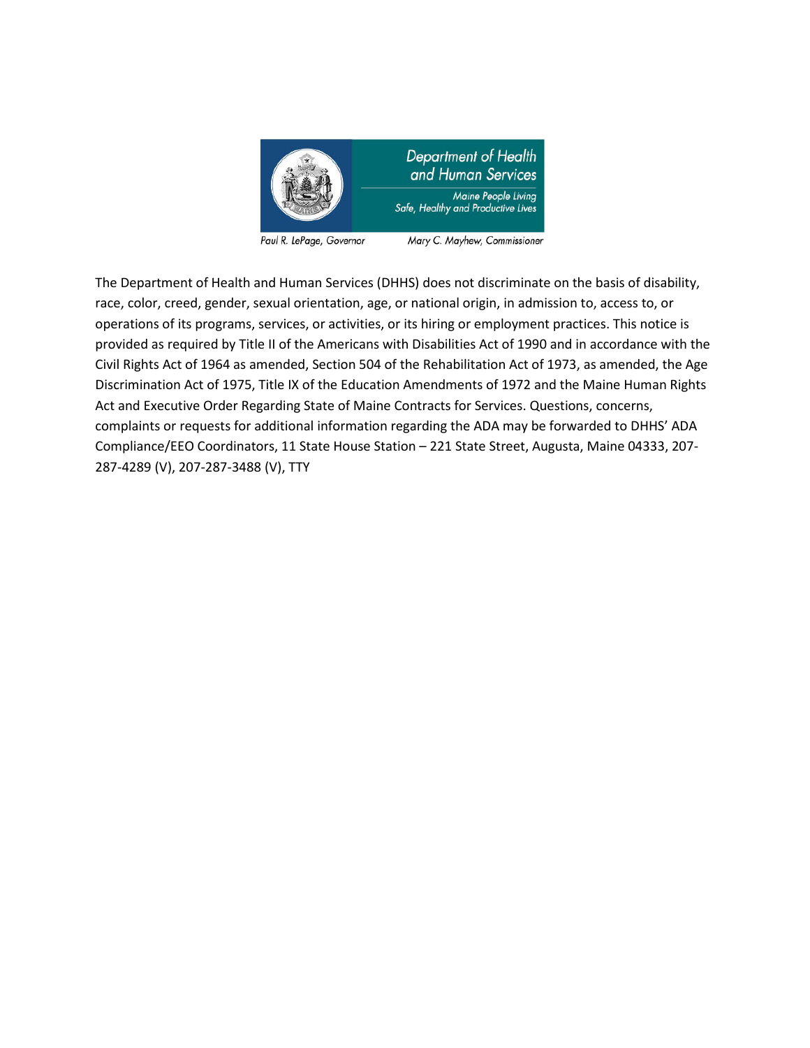Department of Health and Human Services

Maine People Living Safe, Healthy and Productive Lives

Paul R. LePage, Governor

Mary C. Mayhew, Commissioner

The Department of Health and Human Services (DHHS) does not discriminate on the basis of disability, race, color, creed, gender, sexual orientation, age, or national origin, in admission to, access to, or operations of its programs, services, or activities, or its hiring or employment practices. This notice is provided as required by Title II of the Americans with Disabilities Act of 1990 and in accordance with the Civil Rights Act of 1964 as amended, Section 504 of the Rehabilitation Act of 1973, as amended, the Age Discrimination Act of 1975, Title IX of the Education Amendments of 1972 and the Maine Human Rights Act and Executive Order Regarding State of Maine Contracts for Services. Questions, concerns, complaints or requests for additional information regarding the ADA may be forwarded to DHHS' ADA Compliance/EEO Coordinators, 11 State House Station – 221 State Street, Augusta, Maine 04333, 207-287-4289 (V), 207-287-3488 (V), TTY